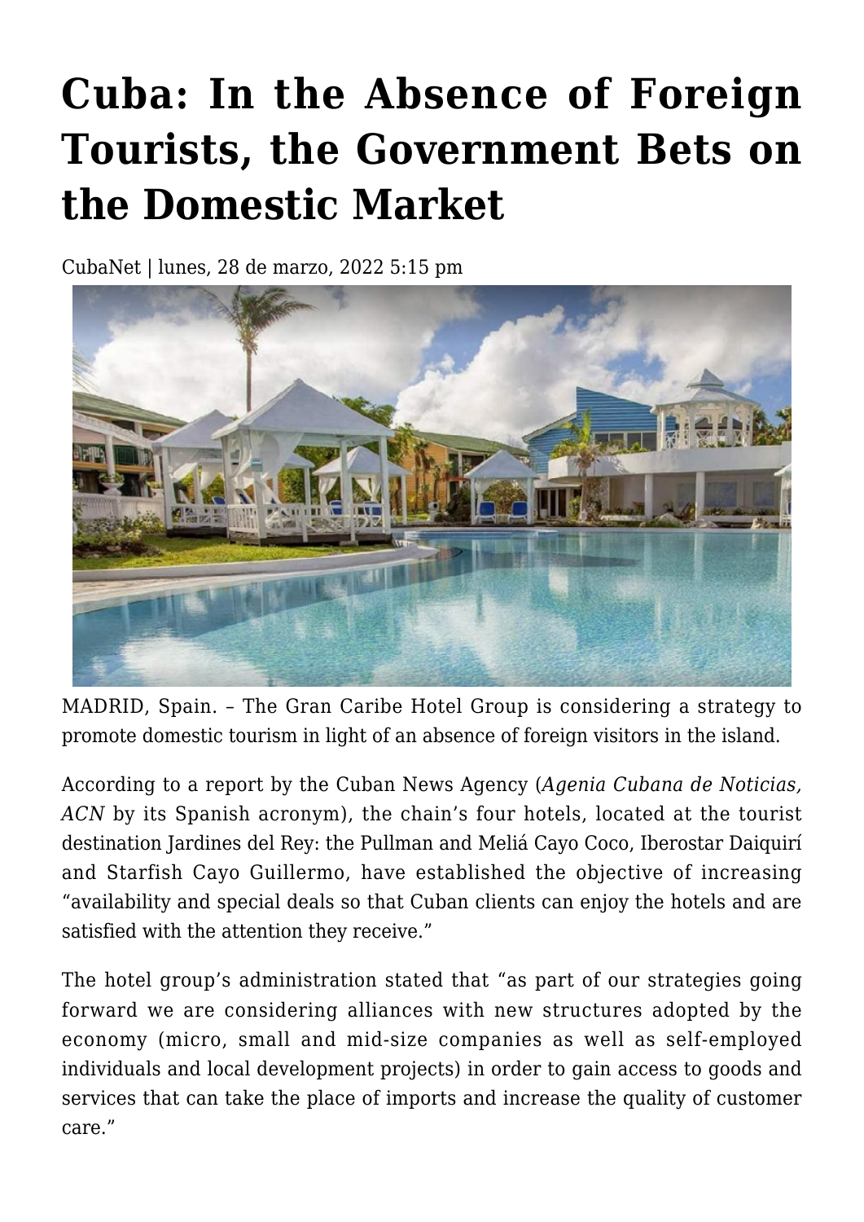# Cuba: In the Absence of Foreign Tourists, the Government Bets on the Domestic Market

CubaNet | lunes, 28 de marzo, 2022 5:15 pm

MADRID, Spain. – The Gran Caribe Hotel Group is considering a strategy to promote domestic tourism in light of an absence of foreign visitors in the island.

According to a report by the Cuban News Agency (*Agenia Cubana de Noticias, ACN* by its Spanish acronym), the chain's four hotels, located at the tourist destination Jardines del Rey: the Pullman and Meliá Cayo Coco, Iberostar Daiquirí and Starfish Cayo Guillermo, have established the objective of increasing "availability and special deals so that Cuban clients can enjoy the hotels and are satisfied with the attention they receive."

The hotel group's administration stated that "as part of our strategies going forward we are considering alliances with new structures adopted by the economy (micro, small and mid-size companies as well as self-employed individuals and local development projects) in order to gain access to goods and services that can take the place of imports and increase the quality of customer care."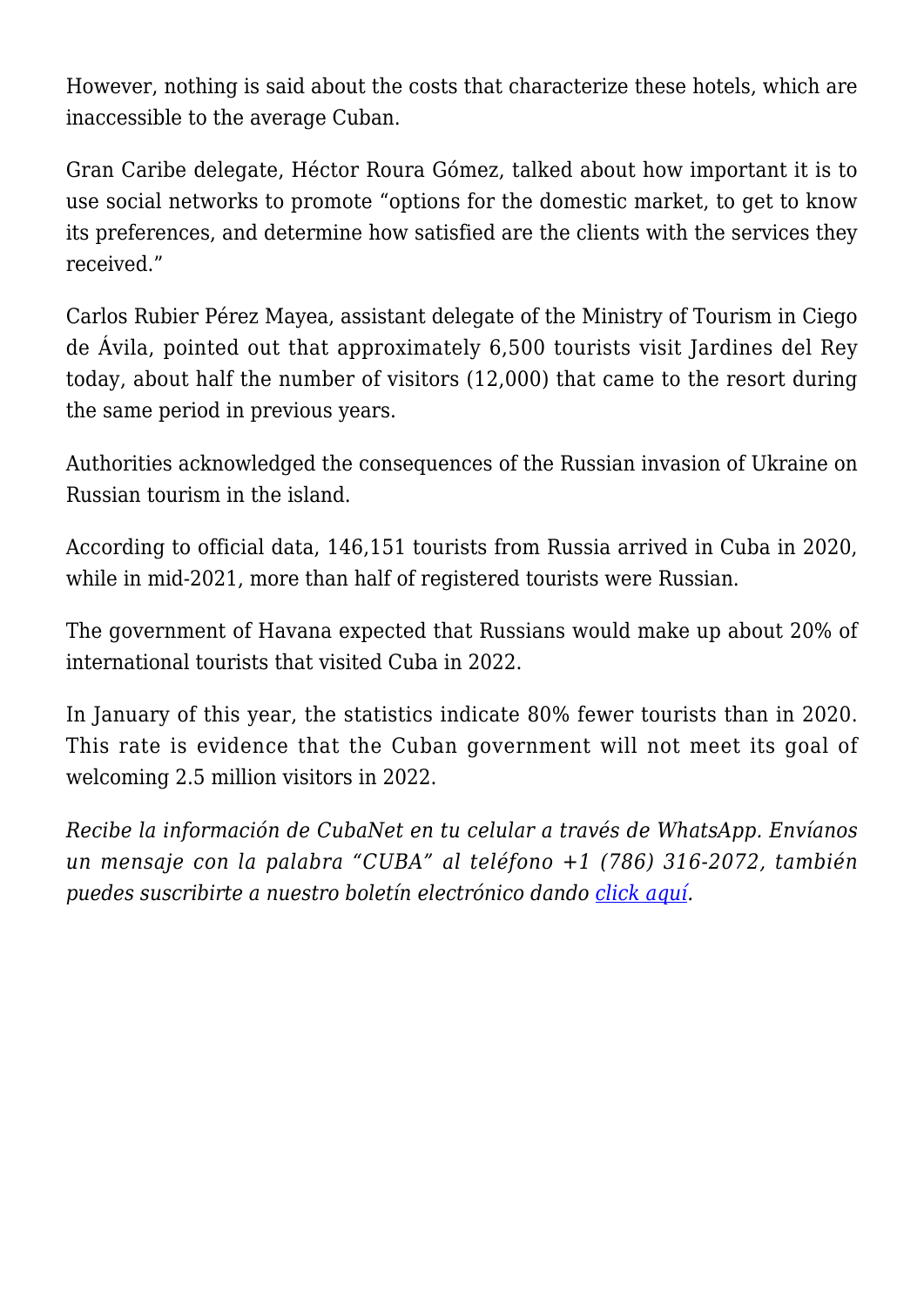However, nothing is said about the costs that characterize these hotels, which are inaccessible to the average Cuban.

Gran Caribe delegate, Héctor Roura Gómez, talked about how important it is to use social networks to promote "options for the domestic market, to get to know its preferences, and determine how satisfied are the clients with the services they received."

Carlos Rubier Pérez Mayea, assistant delegate of the Ministry of Tourism in Ciego de Ávila, pointed out that approximately 6,500 tourists visit Jardines del Rey today, about half the number of visitors (12,000) that came to the resort during the same period in previous years.

Authorities acknowledged the consequences of the Russian invasion of Ukraine on Russian tourism in the island.

According to official data, 146,151 tourists from Russia arrived in Cuba in 2020, while in mid-2021, more than half of registered tourists were Russian.

The government of Havana expected that Russians would make up about 20% of international tourists that visited Cuba in 2022.

In January of this year, the statistics indicate 80% fewer tourists than in 2020. This rate is evidence that the Cuban government will not meet its goal of welcoming 2.5 million visitors in 2022.

*Recibe la información de CubaNet en tu celular a través de WhatsApp. Envíanos un mensaje con la palabra "CUBA" al teléfono +1 (786) 316-2072, también puedes suscribirte a nuestro boletín electrónico dando click aquí.*